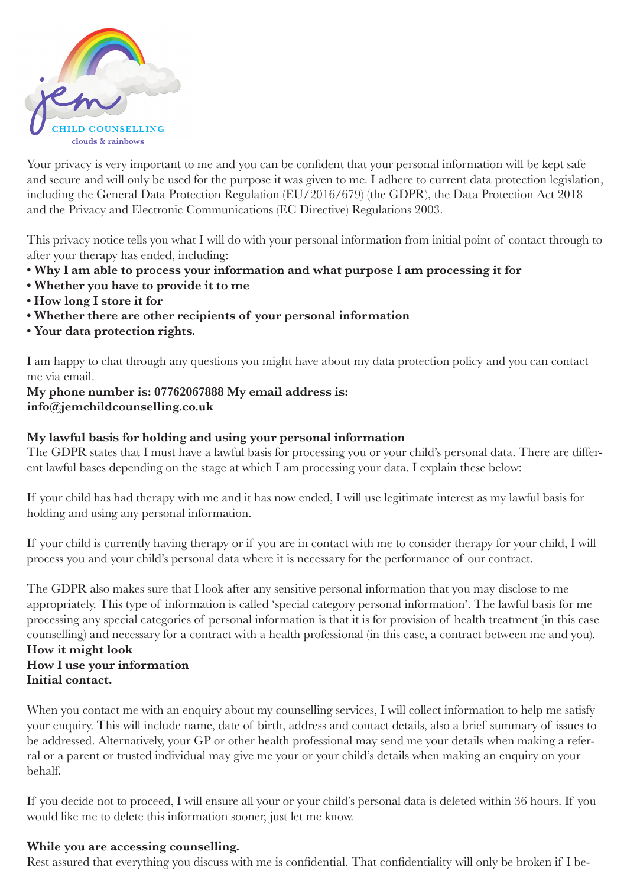jem

CHILD COUNSELLING

clouds & rainbows

Your privacy is very important to me and you can be confident that your personal information will be kept safe and secure and will only be used for the purpose it was given to me. I adhere to current data protection legislation, including the General Data Protection Regulation (EU/2016/679) (the GDPR), the Data Protection Act 2018 and the Privacy and Electronic Communications (EC Directive) Regulations 2003.

This privacy notice tells you what I will do with your personal information from initial point of contact through to after your therapy has ended, including:

- **Why I am able to process your information and what purpose I am processing it for**
- **Whether you have to provide it to me**
- **How long I store it for**
- **Whether there are other recipients of your personal information**
- **Your data protection rights.**

I am happy to chat through any questions you might have about my data protection policy and you can contact me via email.

**My phone number is: 07762067888 My email address is: info@jemchildcounselling.co.uk**

**My lawful basis for holding and using your personal information**

The GDPR states that I must have a lawful basis for processing you or your child's personal data. There are different lawful bases depending on the stage at which I am processing your data. I explain these below:

If your child has had therapy with me and it has now ended, I will use legitimate interest as my lawful basis for holding and using any personal information.

If your child is currently having therapy or if you are in contact with me to consider therapy for your child, I will process you and your child's personal data where it is necessary for the performance of our contract.

The GDPR also makes sure that I look after any sensitive personal information that you may disclose to me appropriately. This type of information is called 'special category personal information'. The lawful basis for me processing any special categories of personal information is that it is for provision of health treatment (in this case counselling) and necessary for a contract with a health professional (in this case, a contract between me and you).

**How it might look**

**How I use your information**

**Initial contact.**

When you contact me with an enquiry about my counselling services, I will collect information to help me satisfy your enquiry. This will include name, date of birth, address and contact details, also a brief summary of issues to be addressed. Alternatively, your GP or other health professional may send me your details when making a referral or a parent or trusted individual may give me your or your child's details when making an enquiry on your behalf.

If you decide not to proceed, I will ensure all your or your child's personal data is deleted within 36 hours. If you would like me to delete this information sooner, just let me know.

**While you are accessing counselling.**

Rest assured that everything you discuss with me is confidential. That confidentiality will only be broken if I be-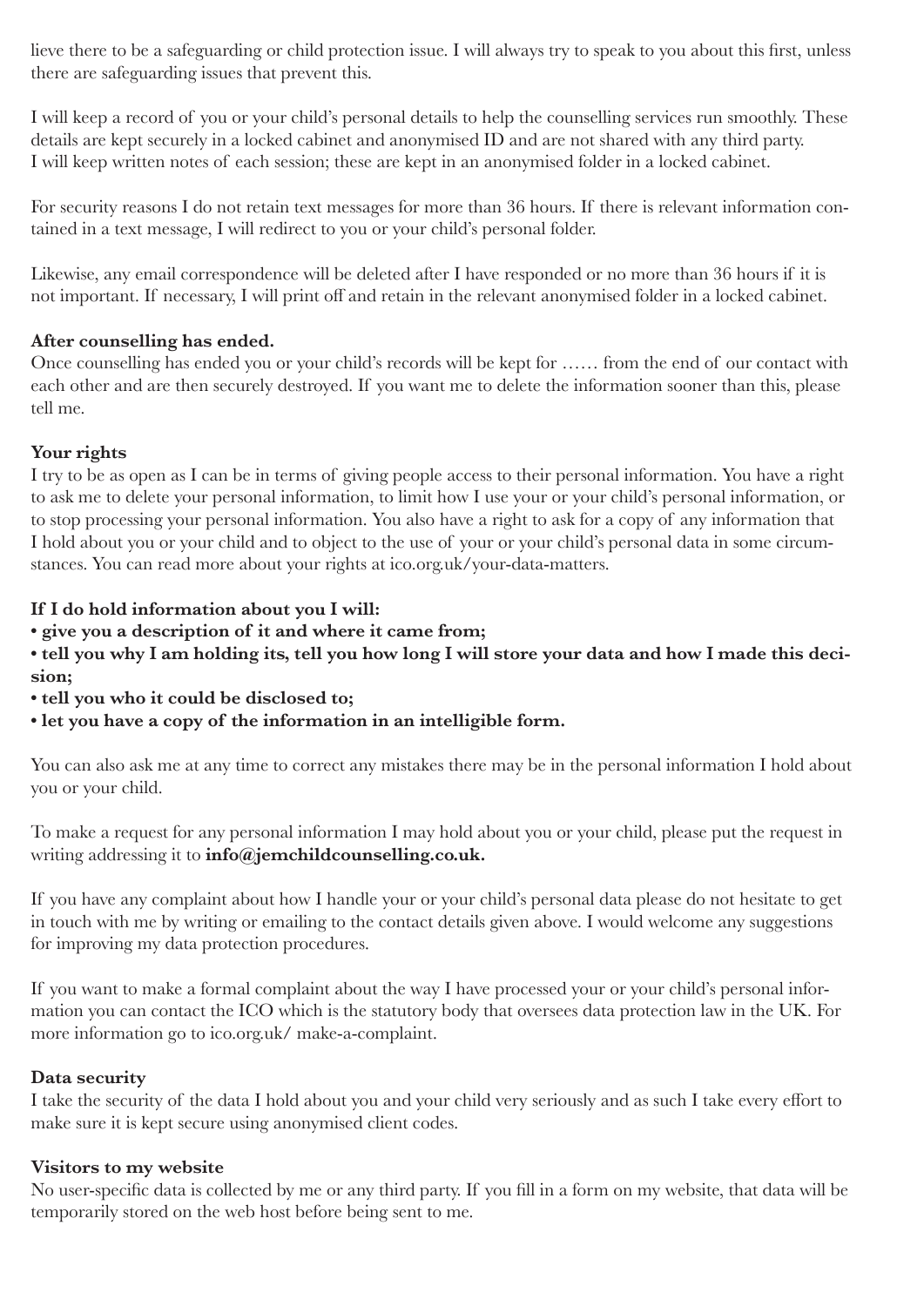lieve there to be a safeguarding or child protection issue. I will always try to speak to you about this first, unless there are safeguarding issues that prevent this.

I will keep a record of you or your child's personal details to help the counselling services run smoothly. These details are kept securely in a locked cabinet and anonymised ID and are not shared with any third party. I will keep written notes of each session; these are kept in an anonymised folder in a locked cabinet.

For security reasons I do not retain text messages for more than 36 hours. If there is relevant information contained in a text message, I will redirect to you or your child's personal folder.

Likewise, any email correspondence will be deleted after I have responded or no more than 36 hours if it is not important. If necessary, I will print off and retain in the relevant anonymised folder in a locked cabinet.

**After counselling has ended.**
Once counselling has ended you or your child's records will be kept for …… from the end of our contact with each other and are then securely destroyed. If you want me to delete the information sooner than this, please tell me.

**Your rights**
I try to be as open as I can be in terms of giving people access to their personal information. You have a right to ask me to delete your personal information, to limit how I use your or your child's personal information, or to stop processing your personal information. You also have a right to ask for a copy of any information that I hold about you or your child and to object to the use of your or your child's personal data in some circumstances. You can read more about your rights at ico.org.uk/your-data-matters.

**If I do hold information about you I will:**
- **give you a description of it and where it came from;**
- **tell you why I am holding its, tell you how long I will store your data and how I made this decision;**
- **tell you who it could be disclosed to;**
- **let you have a copy of the information in an intelligible form.**

You can also ask me at any time to correct any mistakes there may be in the personal information I hold about you or your child.

To make a request for any personal information I may hold about you or your child, please put the request in writing addressing it to **info@jemchildcounselling.co.uk.**

If you have any complaint about how I handle your or your child's personal data please do not hesitate to get in touch with me by writing or emailing to the contact details given above. I would welcome any suggestions for improving my data protection procedures.

If you want to make a formal complaint about the way I have processed your or your child's personal information you can contact the ICO which is the statutory body that oversees data protection law in the UK. For more information go to ico.org.uk/ make-a-complaint.

**Data security**
I take the security of the data I hold about you and your child very seriously and as such I take every effort to make sure it is kept secure using anonymised client codes.

**Visitors to my website**
No user-specific data is collected by me or any third party. If you fill in a form on my website, that data will be temporarily stored on the web host before being sent to me.